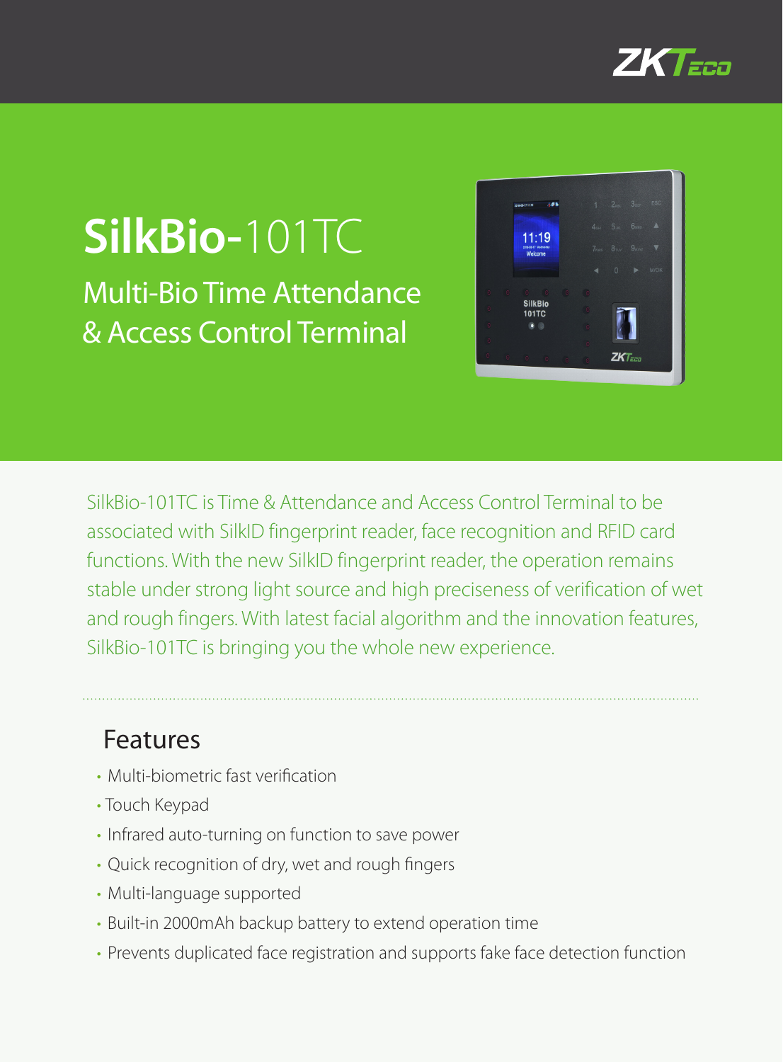# SilkBio-101TC

## Multi-Bio Time Attendance & Access Control Terminal

SilkBio-101TC is Time & Attendance and Access Control Terminal to be associated with SilkID fingerprint reader, face recognition and RFID card functions. With the new SilkID fingerprint reader, the operation remains stable under strong light source and high preciseness of verification of wet and rough fingers. With latest facial algorithm and the innovation features, SilkBio-101TC is bringing you the whole new experience.

## Features

- Multi-biometric fast verification
- Touch Keypad
- Infrared auto-turning on function to save power
- Quick recognition of dry, wet and rough fingers
- Multi-language supported
- Built-in 2000mAh backup battery to extend operation time
- Prevents duplicated face registration and supports fake face detection function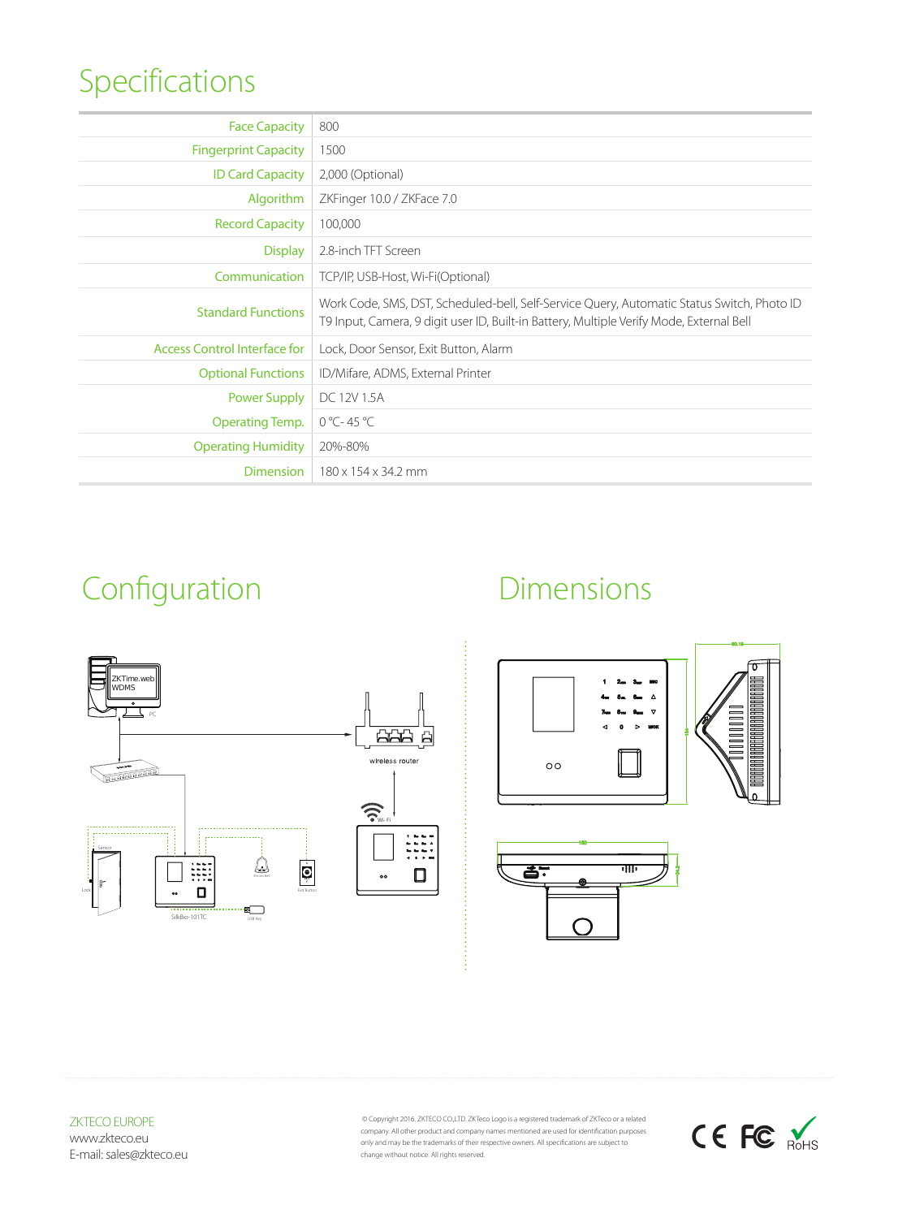# Specifications

| | |
|---|---|
| Face Capacity | 800 |
| Fingerprint Capacity | 1500 |
| ID Card Capacity | 2,000 (Optional) |
| Algorithm | ZKFinger 10.0 / ZKFace 7.0 |
| Record Capacity | 100,000 |
| Display | 2.8-inch TFT Screen |
| Communication | TCP/IP, USB-Host, Wi-Fi(Optional) |
| Standard Functions | Work Code, SMS, DST, Scheduled-bell, Self-Service Query, Automatic Status Switch, Photo ID T9 Input, Camera, 9 digit user ID, Built-in Battery, Multiple Verify Mode, External Bell |
| Access Control Interface for | Lock, Door Sensor, Exit Button, Alarm |
| Optional Functions | ID/Mifare, ADMS, External Printer |
| Power Supply | DC 12V 1.5A |
| Operating Temp. | 0 °C- 45 °C |
| Operating Humidity | 20%-80% |
| Dimension | 180 x 154 x 34.2 mm |

# Configuration

ZKTime.web
WDMS
PC
wireless router
Wi-Fi
Sensor
Lock
Electric Bell
Exit Button
SilkBio-101TC
USB Key

# Dimensions

80.15
154
180
34.2

ZKTECO EUROPE
www.zkteco.eu
E-mail: sales@zkteco.eu

© Copyright 2016. ZKTECO CO.,LTD. ZKTeco Logo is a registered trademark of ZKTeco or a related company. All other product and company names mentioned are used for identification purposes only and may be the trademarks of their respective owners. All specifications are subject to change without notice. All rights reserved.

CE FC RoHS